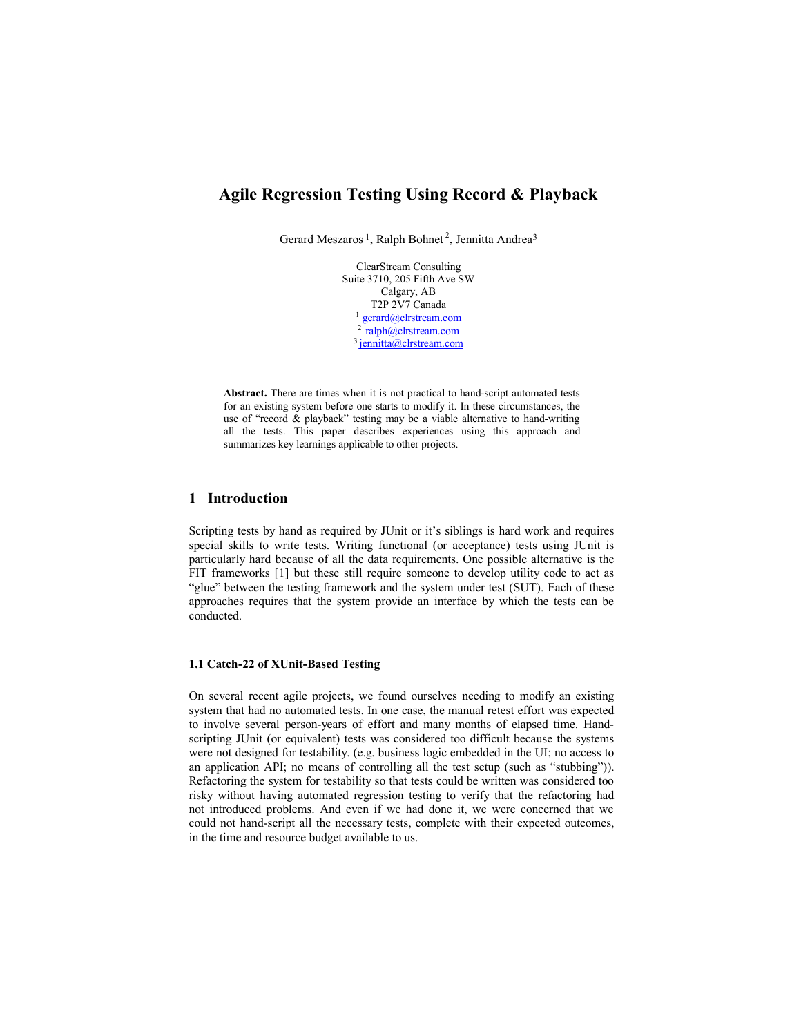# Agile Regression Testing Using Record & Playback

Gerard Meszaros [1], Ralph Bohnet [2], Jennitta Andrea[3]

ClearStream Consulting
Suite 3710, 205 Fifth Ave SW
Calgary, AB
T2P 2V7 Canada
[1] gerard@clrstream.com
[2] ralph@clrstream.com
[3] jennitta@clrstream.com

**Abstract.** There are times when it is not practical to hand-script automated tests for an existing system before one starts to modify it. In these circumstances, the use of "record & playback" testing may be a viable alternative to hand-writing all the tests. This paper describes experiences using this approach and summarizes key learnings applicable to other projects.

## 1 Introduction

Scripting tests by hand as required by JUnit or it's siblings is hard work and requires special skills to write tests. Writing functional (or acceptance) tests using JUnit is particularly hard because of all the data requirements. One possible alternative is the FIT frameworks [1] but these still require someone to develop utility code to act as "glue" between the testing framework and the system under test (SUT). Each of these approaches requires that the system provide an interface by which the tests can be conducted.

### 1.1 Catch-22 of XUnit-Based Testing

On several recent agile projects, we found ourselves needing to modify an existing system that had no automated tests. In one case, the manual retest effort was expected to involve several person-years of effort and many months of elapsed time. Hand-scripting JUnit (or equivalent) tests was considered too difficult because the systems were not designed for testability. (e.g. business logic embedded in the UI; no access to an application API; no means of controlling all the test setup (such as "stubbing")). Refactoring the system for testability so that tests could be written was considered too risky without having automated regression testing to verify that the refactoring had not introduced problems. And even if we had done it, we were concerned that we could not hand-script all the necessary tests, complete with their expected outcomes, in the time and resource budget available to us.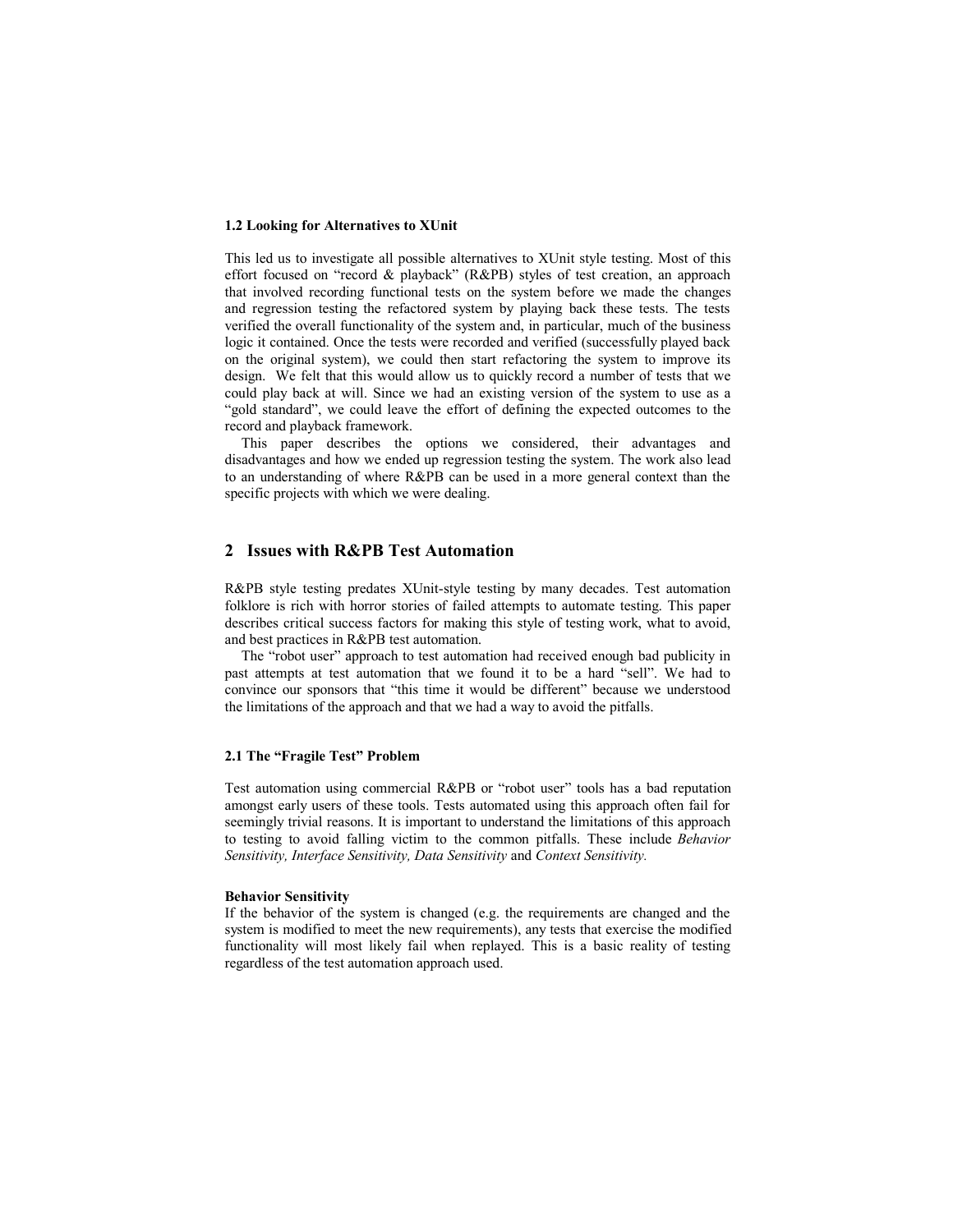### 1.2 Looking for Alternatives to XUnit

This led us to investigate all possible alternatives to XUnit style testing. Most of this effort focused on "record & playback" (R&PB) styles of test creation, an approach that involved recording functional tests on the system before we made the changes and regression testing the refactored system by playing back these tests. The tests verified the overall functionality of the system and, in particular, much of the business logic it contained. Once the tests were recorded and verified (successfully played back on the original system), we could then start refactoring the system to improve its design. We felt that this would allow us to quickly record a number of tests that we could play back at will. Since we had an existing version of the system to use as a "gold standard", we could leave the effort of defining the expected outcomes to the record and playback framework.

This paper describes the options we considered, their advantages and disadvantages and how we ended up regression testing the system. The work also lead to an understanding of where R&PB can be used in a more general context than the specific projects with which we were dealing.

## 2 Issues with R&PB Test Automation

R&PB style testing predates XUnit-style testing by many decades. Test automation folklore is rich with horror stories of failed attempts to automate testing. This paper describes critical success factors for making this style of testing work, what to avoid, and best practices in R&PB test automation.

The "robot user" approach to test automation had received enough bad publicity in past attempts at test automation that we found it to be a hard "sell". We had to convince our sponsors that "this time it would be different" because we understood the limitations of the approach and that we had a way to avoid the pitfalls.

### 2.1 The "Fragile Test" Problem

Test automation using commercial R&PB or "robot user" tools has a bad reputation amongst early users of these tools. Tests automated using this approach often fail for seemingly trivial reasons. It is important to understand the limitations of this approach to testing to avoid falling victim to the common pitfalls. These include *Behavior Sensitivity, Interface Sensitivity, Data Sensitivity* and *Context Sensitivity.*

**Behavior Sensitivity**

If the behavior of the system is changed (e.g. the requirements are changed and the system is modified to meet the new requirements), any tests that exercise the modified functionality will most likely fail when replayed. This is a basic reality of testing regardless of the test automation approach used.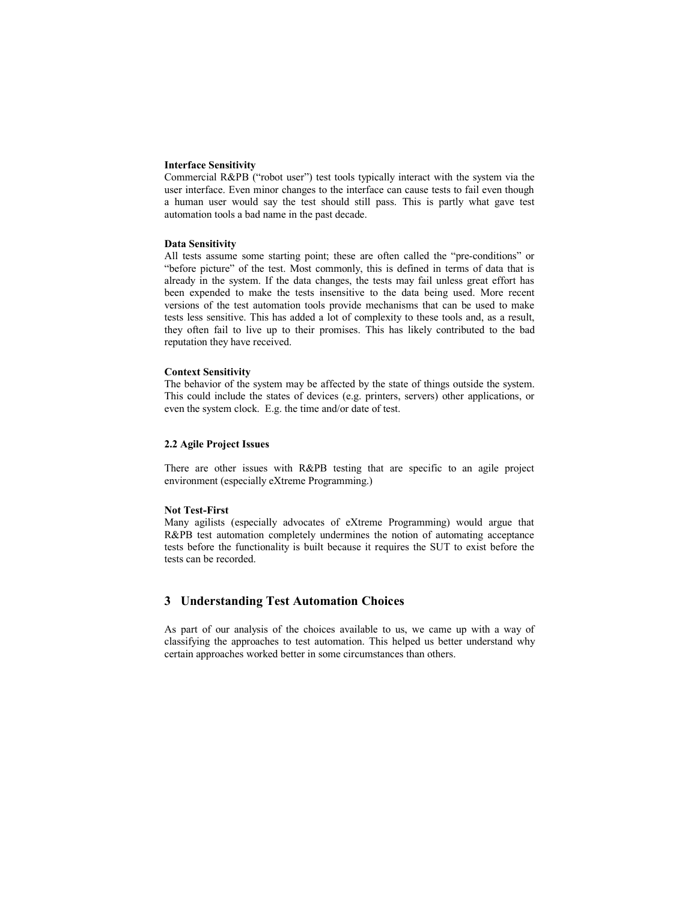**Interface Sensitivity**

Commercial R&PB ("robot user") test tools typically interact with the system via the user interface. Even minor changes to the interface can cause tests to fail even though a human user would say the test should still pass. This is partly what gave test automation tools a bad name in the past decade.

**Data Sensitivity**

All tests assume some starting point; these are often called the "pre-conditions" or "before picture" of the test. Most commonly, this is defined in terms of data that is already in the system. If the data changes, the tests may fail unless great effort has been expended to make the tests insensitive to the data being used. More recent versions of the test automation tools provide mechanisms that can be used to make tests less sensitive. This has added a lot of complexity to these tools and, as a result, they often fail to live up to their promises. This has likely contributed to the bad reputation they have received.

**Context Sensitivity**

The behavior of the system may be affected by the state of things outside the system. This could include the states of devices (e.g. printers, servers) other applications, or even the system clock. E.g. the time and/or date of test.

### 2.2 Agile Project Issues

There are other issues with R&PB testing that are specific to an agile project environment (especially eXtreme Programming.)

**Not Test-First**

Many agilists (especially advocates of eXtreme Programming) would argue that R&PB test automation completely undermines the notion of automating acceptance tests before the functionality is built because it requires the SUT to exist before the tests can be recorded.

## 3 Understanding Test Automation Choices

As part of our analysis of the choices available to us, we came up with a way of classifying the approaches to test automation. This helped us better understand why certain approaches worked better in some circumstances than others.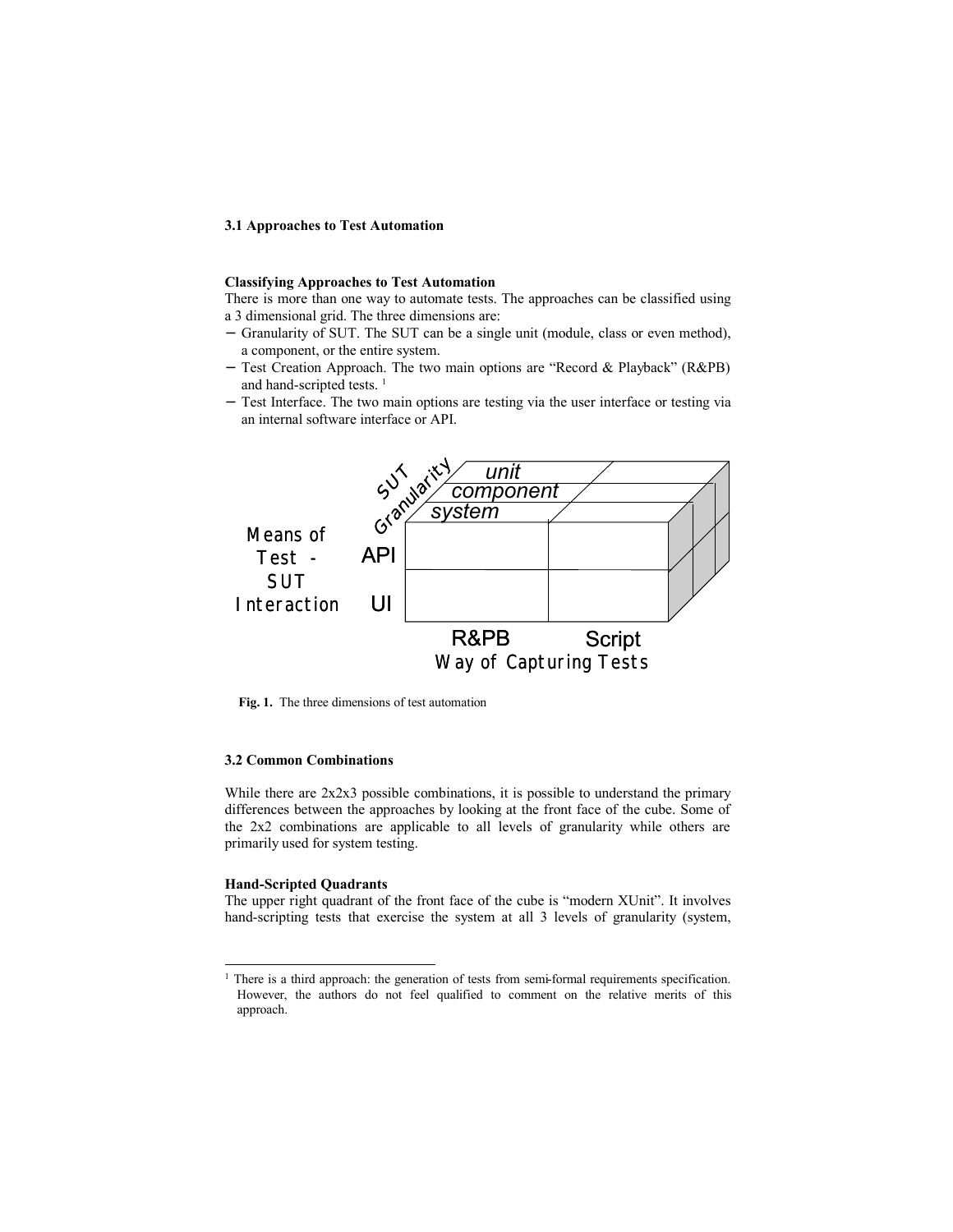### 3.1 Approaches to Test Automation

**Classifying Approaches to Test Automation**
There is more than one way to automate tests. The approaches can be classified using a 3 dimensional grid. The three dimensions are:

- Granularity of SUT. The SUT can be a single unit (module, class or even method), a component, or the entire system.
- Test Creation Approach. The two main options are "Record & Playback" (R&PB) and hand-scripted tests. [1]
- Test Interface. The two main options are testing via the user interface or testing via an internal software interface or API.

**Fig. 1.** The three dimensions of test automation

### 3.2 Common Combinations

While there are 2x2x3 possible combinations, it is possible to understand the primary differences between the approaches by looking at the front face of the cube. Some of the 2x2 combinations are applicable to all levels of granularity while others are primarily used for system testing.

**Hand-Scripted Quadrants**
The upper right quadrant of the front face of the cube is "modern XUnit". It involves hand-scripting tests that exercise the system at all 3 levels of granularity (system,

---

[1] There is a third approach: the generation of tests from semi-formal requirements specification. However, the authors do not feel qualified to comment on the relative merits of this approach.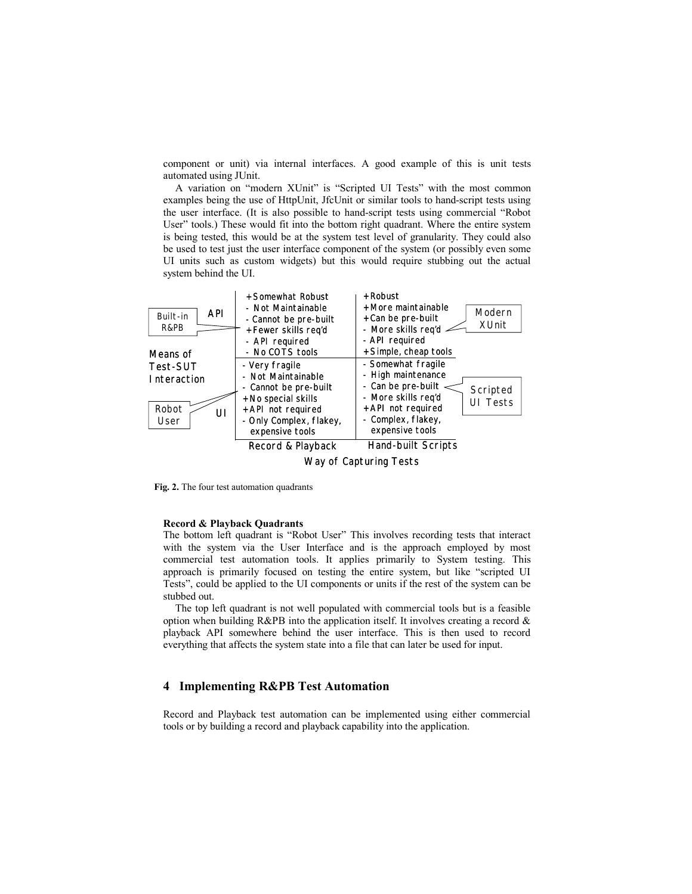component or unit) via internal interfaces. A good example of this is unit tests automated using JUnit.

A variation on "modern XUnit" is "Scripted UI Tests" with the most common examples being the use of HttpUnit, JfcUnit or similar tools to hand-script tests using the user interface. (It is also possible to hand-script tests using commercial "Robot User" tools.) These would fit into the bottom right quadrant. Where the entire system is being tested, this would be at the system test level of granularity. They could also be used to test just the user interface component of the system (or possibly even some UI units such as custom widgets) but this would require stubbing out the actual system behind the UI.

| Means of Test-SUT Interaction | Record & Playback | Hand-built Scripts |
|---|---|---|
| API | **Built-in R&PB**<br>+ Somewhat Robust<br>- Not Maintainable<br>- Cannot be pre-built<br>+ Fewer skills req'd<br>- API required<br>- No COTS tools | **Modern XUnit**<br>+ Robust<br>+ More maintainable<br>+ Can be pre-built<br>- More skills req'd<br>- API required<br>+ Simple, cheap tools |
| UI | **Robot User**<br>- Very fragile<br>- Not Maintainable<br>- Cannot be pre-built<br>+ No special skills<br>+ API not required<br>- Only Complex, flakey, expensive tools | **Scripted UI Tests**<br>- Somewhat fragile<br>- High maintenance<br>- Can be pre-built<br>- More skills req'd<br>+ API not required<br>- Complex, flakey, expensive tools |

Way of Capturing Tests

**Fig. 2.** The four test automation quadrants

**Record & Playback Quadrants**

The bottom left quadrant is "Robot User" This involves recording tests that interact with the system via the User Interface and is the approach employed by most commercial test automation tools. It applies primarily to System testing. This approach is primarily focused on testing the entire system, but like "scripted UI Tests", could be applied to the UI components or units if the rest of the system can be stubbed out.

The top left quadrant is not well populated with commercial tools but is a feasible option when building R&PB into the application itself. It involves creating a record & playback API somewhere behind the user interface. This is then used to record everything that affects the system state into a file that can later be used for input.

## 4 Implementing R&PB Test Automation

Record and Playback test automation can be implemented using either commercial tools or by building a record and playback capability into the application.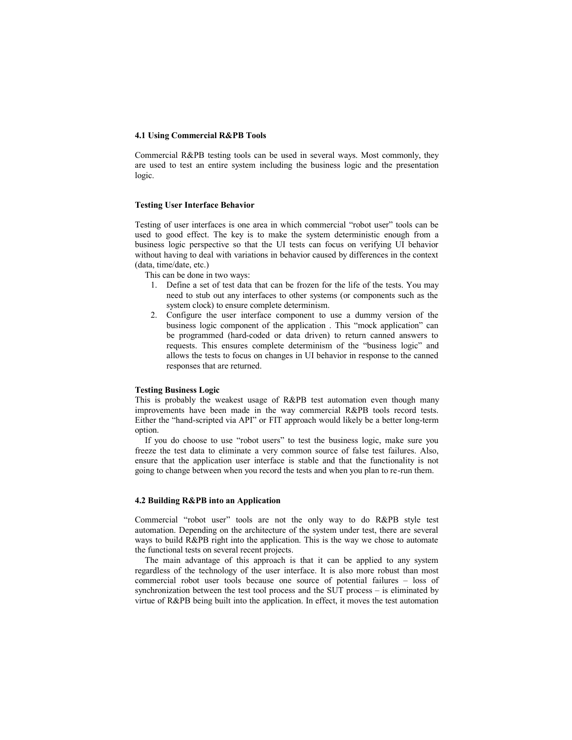### 4.1 Using Commercial R&PB Tools

Commercial R&PB testing tools can be used in several ways. Most commonly, they are used to test an entire system including the business logic and the presentation logic.

#### Testing User Interface Behavior

Testing of user interfaces is one area in which commercial "robot user" tools can be used to good effect. The key is to make the system deterministic enough from a business logic perspective so that the UI tests can focus on verifying UI behavior without having to deal with variations in behavior caused by differences in the context (data, time/date, etc.)

This can be done in two ways:

1. Define a set of test data that can be frozen for the life of the tests. You may need to stub out any interfaces to other systems (or components such as the system clock) to ensure complete determinism.
2. Configure the user interface component to use a dummy version of the business logic component of the application . This "mock application" can be programmed (hard-coded or data driven) to return canned answers to requests. This ensures complete determinism of the "business logic" and allows the tests to focus on changes in UI behavior in response to the canned responses that are returned.

#### Testing Business Logic

This is probably the weakest usage of R&PB test automation even though many improvements have been made in the way commercial R&PB tools record tests. Either the "hand-scripted via API" or FIT approach would likely be a better long-term option.

If you do choose to use "robot users" to test the business logic, make sure you freeze the test data to eliminate a very common source of false test failures. Also, ensure that the application user interface is stable and that the functionality is not going to change between when you record the tests and when you plan to re-run them.

### 4.2 Building R&PB into an Application

Commercial "robot user" tools are not the only way to do R&PB style test automation. Depending on the architecture of the system under test, there are several ways to build R&PB right into the application. This is the way we chose to automate the functional tests on several recent projects.

The main advantage of this approach is that it can be applied to any system regardless of the technology of the user interface. It is also more robust than most commercial robot user tools because one source of potential failures – loss of synchronization between the test tool process and the SUT process – is eliminated by virtue of R&PB being built into the application. In effect, it moves the test automation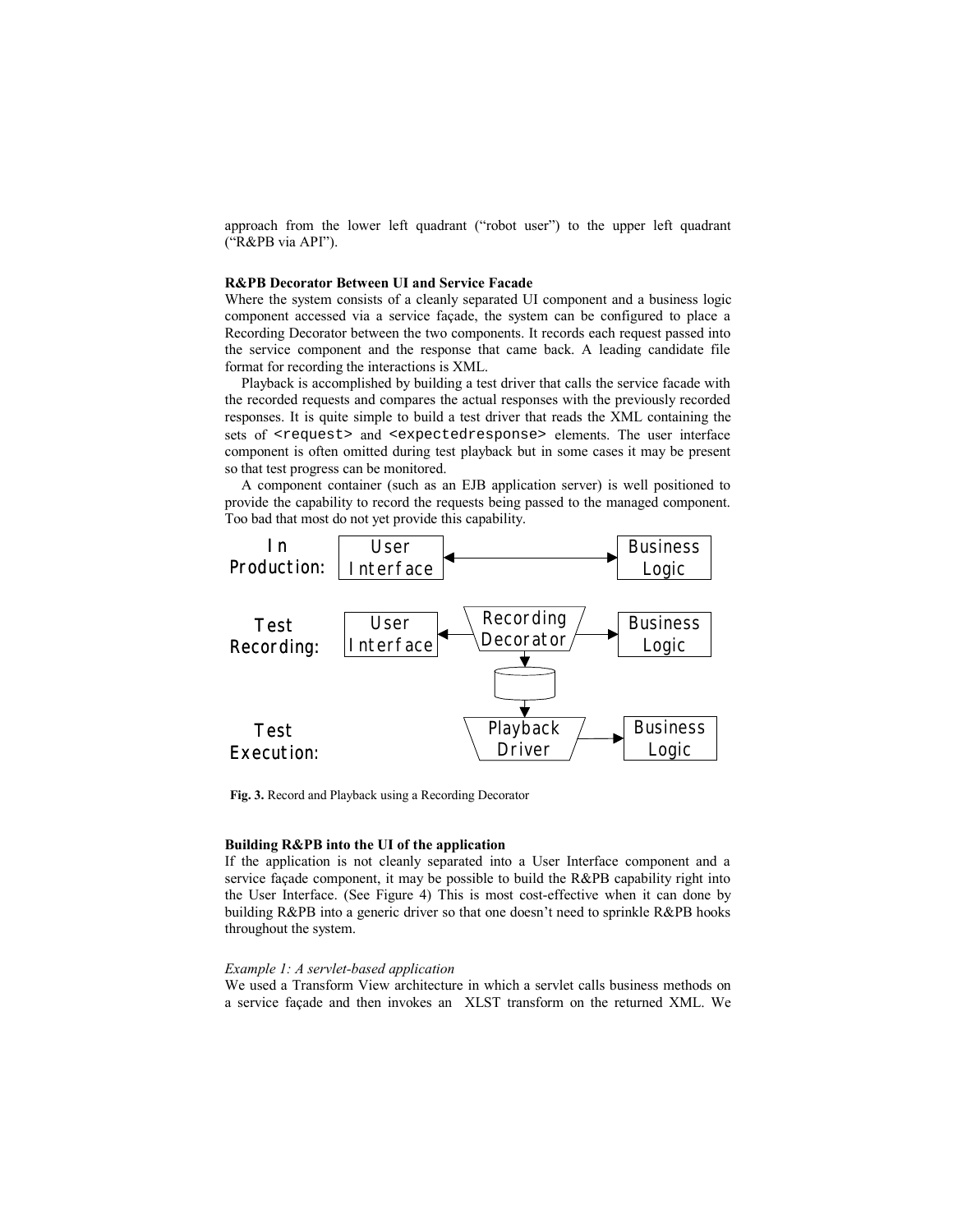approach from the lower left quadrant ("robot user") to the upper left quadrant ("R&PB via API").

**R&PB Decorator Between UI and Service Facade**

Where the system consists of a cleanly separated UI component and a business logic component accessed via a service façade, the system can be configured to place a Recording Decorator between the two components. It records each request passed into the service component and the response that came back. A leading candidate file format for recording the interactions is XML.

Playback is accomplished by building a test driver that calls the service facade with the recorded requests and compares the actual responses with the previously recorded responses. It is quite simple to build a test driver that reads the XML containing the sets of `<request>` and `<expectedresponse>` elements. The user interface component is often omitted during test playback but in some cases it may be present so that test progress can be monitored.

A component container (such as an EJB application server) is well positioned to provide the capability to record the requests being passed to the managed component. Too bad that most do not yet provide this capability.

In Production: User Interface ↔ Business Logic

Test Recording: User Interface ← Recording Decorator → Business Logic

Test Execution: Playback Driver → Business Logic

**Fig. 3.** Record and Playback using a Recording Decorator

**Building R&PB into the UI of the application**

If the application is not cleanly separated into a User Interface component and a service façade component, it may be possible to build the R&PB capability right into the User Interface. (See Figure 4) This is most cost-effective when it can done by building R&PB into a generic driver so that one doesn't need to sprinkle R&PB hooks throughout the system.

*Example 1: A servlet-based application*

We used a Transform View architecture in which a servlet calls business methods on a service façade and then invokes an XLST transform on the returned XML. We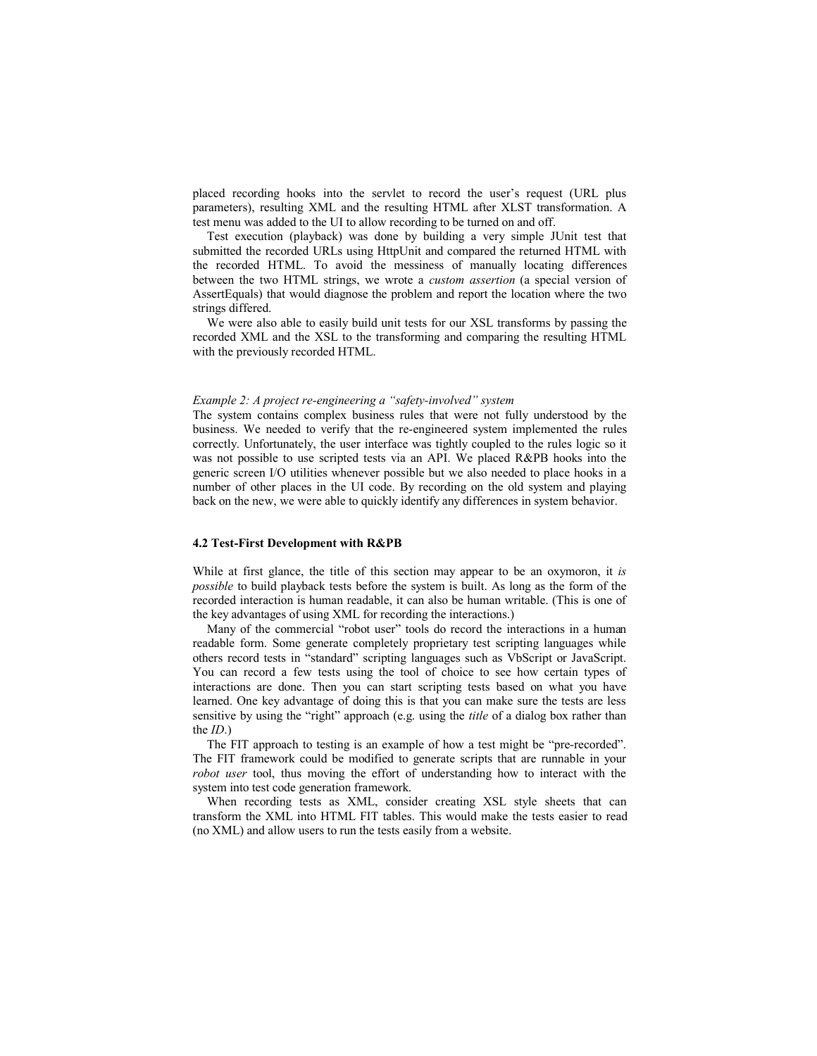placed recording hooks into the servlet to record the user's request (URL plus parameters), resulting XML and the resulting HTML after XLST transformation. A test menu was added to the UI to allow recording to be turned on and off.

Test execution (playback) was done by building a very simple JUnit test that submitted the recorded URLs using HttpUnit and compared the returned HTML with the recorded HTML. To avoid the messiness of manually locating differences between the two HTML strings, we wrote a *custom assertion* (a special version of AssertEquals) that would diagnose the problem and report the location where the two strings differed.

We were also able to easily build unit tests for our XSL transforms by passing the recorded XML and the XSL to the transforming and comparing the resulting HTML with the previously recorded HTML.

*Example 2: A project re-engineering a "safety-involved" system*

The system contains complex business rules that were not fully understood by the business. We needed to verify that the re-engineered system implemented the rules correctly. Unfortunately, the user interface was tightly coupled to the rules logic so it was not possible to use scripted tests via an API. We placed R&PB hooks into the generic screen I/O utilities whenever possible but we also needed to place hooks in a number of other places in the UI code. By recording on the old system and playing back on the new, we were able to quickly identify any differences in system behavior.

### 4.2 Test-First Development with R&PB

While at first glance, the title of this section may appear to be an oxymoron, it *is possible* to build playback tests before the system is built. As long as the form of the recorded interaction is human readable, it can also be human writable. (This is one of the key advantages of using XML for recording the interactions.)

Many of the commercial "robot user" tools do record the interactions in a human readable form. Some generate completely proprietary test scripting languages while others record tests in "standard" scripting languages such as VbScript or JavaScript. You can record a few tests using the tool of choice to see how certain types of interactions are done. Then you can start scripting tests based on what you have learned. One key advantage of doing this is that you can make sure the tests are less sensitive by using the "right" approach (e.g. using the *title* of a dialog box rather than the *ID*.)

The FIT approach to testing is an example of how a test might be "pre-recorded". The FIT framework could be modified to generate scripts that are runnable in your *robot user* tool, thus moving the effort of understanding how to interact with the system into test code generation framework.

When recording tests as XML, consider creating XSL style sheets that can transform the XML into HTML FIT tables. This would make the tests easier to read (no XML) and allow users to run the tests easily from a website.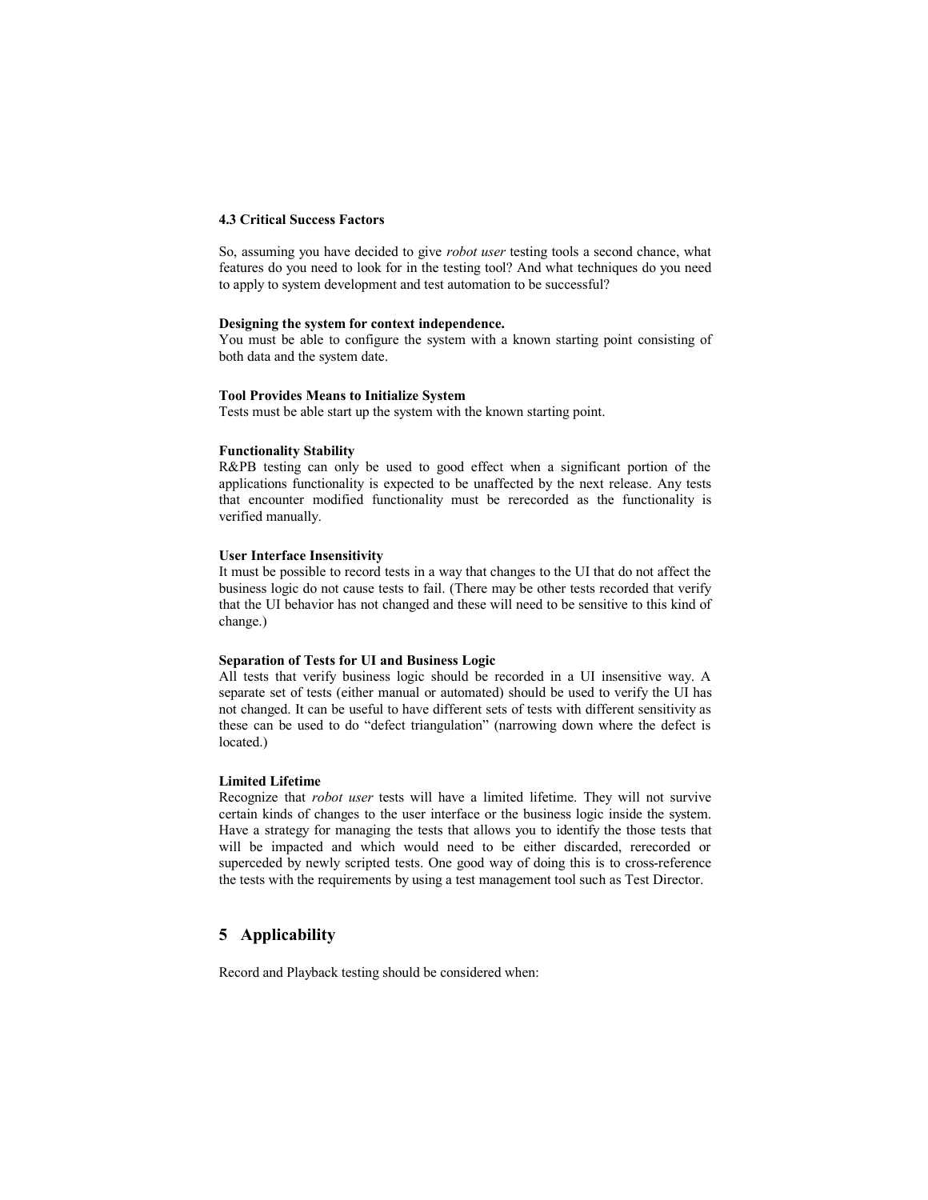### 4.3 Critical Success Factors

So, assuming you have decided to give *robot user* testing tools a second chance, what features do you need to look for in the testing tool? And what techniques do you need to apply to system development and test automation to be successful?

**Designing the system for context independence.**
You must be able to configure the system with a known starting point consisting of both data and the system date.

**Tool Provides Means to Initialize System**
Tests must be able start up the system with the known starting point.

**Functionality Stability**
R&PB testing can only be used to good effect when a significant portion of the applications functionality is expected to be unaffected by the next release. Any tests that encounter modified functionality must be rerecorded as the functionality is verified manually.

**User Interface Insensitivity**
It must be possible to record tests in a way that changes to the UI that do not affect the business logic do not cause tests to fail. (There may be other tests recorded that verify that the UI behavior has not changed and these will need to be sensitive to this kind of change.)

**Separation of Tests for UI and Business Logic**
All tests that verify business logic should be recorded in a UI insensitive way. A separate set of tests (either manual or automated) should be used to verify the UI has not changed. It can be useful to have different sets of tests with different sensitivity as these can be used to do "defect triangulation" (narrowing down where the defect is located.)

**Limited Lifetime**
Recognize that *robot user* tests will have a limited lifetime. They will not survive certain kinds of changes to the user interface or the business logic inside the system. Have a strategy for managing the tests that allows you to identify the those tests that will be impacted and which would need to be either discarded, rerecorded or superceded by newly scripted tests. One good way of doing this is to cross-reference the tests with the requirements by using a test management tool such as Test Director.

## 5 Applicability

Record and Playback testing should be considered when: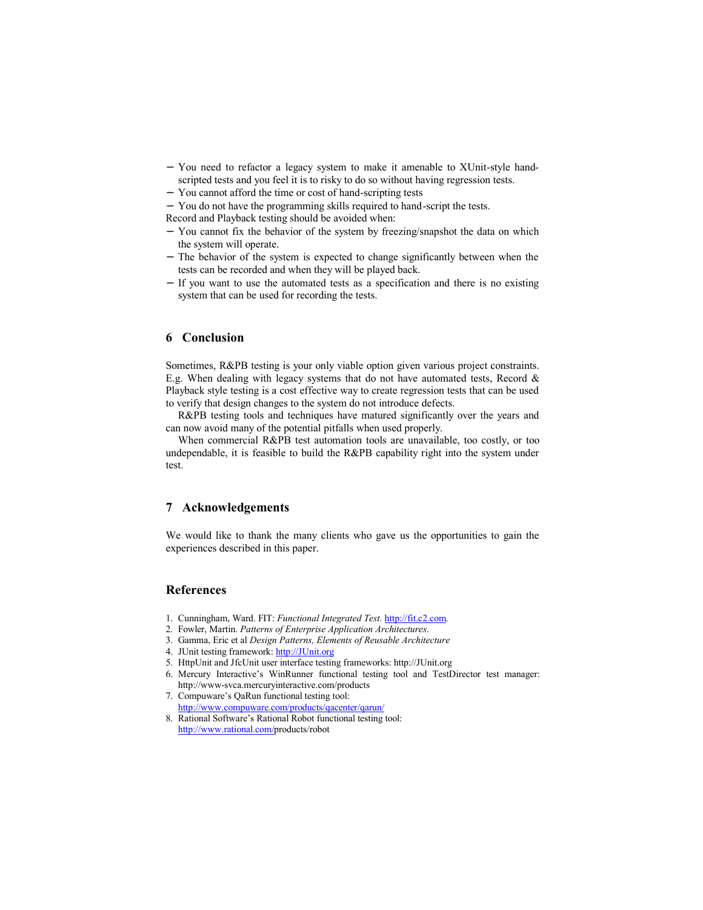- You need to refactor a legacy system to make it amenable to XUnit-style hand-scripted tests and you feel it is to risky to do so without having regression tests.
- You cannot afford the time or cost of hand-scripting tests
- You do not have the programming skills required to hand-script the tests.

Record and Playback testing should be avoided when:

- You cannot fix the behavior of the system by freezing/snapshot the data on which the system will operate.
- The behavior of the system is expected to change significantly between when the tests can be recorded and when they will be played back.
- If you want to use the automated tests as a specification and there is no existing system that can be used for recording the tests.

## 6 Conclusion

Sometimes, R&PB testing is your only viable option given various project constraints. E.g. When dealing with legacy systems that do not have automated tests, Record & Playback style testing is a cost effective way to create regression tests that can be used to verify that design changes to the system do not introduce defects.

R&PB testing tools and techniques have matured significantly over the years and can now avoid many of the potential pitfalls when used properly.

When commercial R&PB test automation tools are unavailable, too costly, or too undependable, it is feasible to build the R&PB capability right into the system under test.

## 7 Acknowledgements

We would like to thank the many clients who gave us the opportunities to gain the experiences described in this paper.

## References

1. Cunningham, Ward. FIT: *Functional Integrated Test.* http://fit.c2.com.
2. Fowler, Martin. *Patterns of Enterprise Application Architectures.*
3. Gamma, Eric et al *Design Patterns, Elements of Reusable Architecture*
4. JUnit testing framework: http://JUnit.org
5. HttpUnit and JfcUnit user interface testing frameworks: http://JUnit.org
6. Mercury Interactive's WinRunner functional testing tool and TestDirector test manager: http://www-svca.mercuryinteractive.com/products
7. Compuware's QaRun functional testing tool: http://www.compuware.com/products/qacenter/qarun/
8. Rational Software's Rational Robot functional testing tool: http://www.rational.com/products/robot